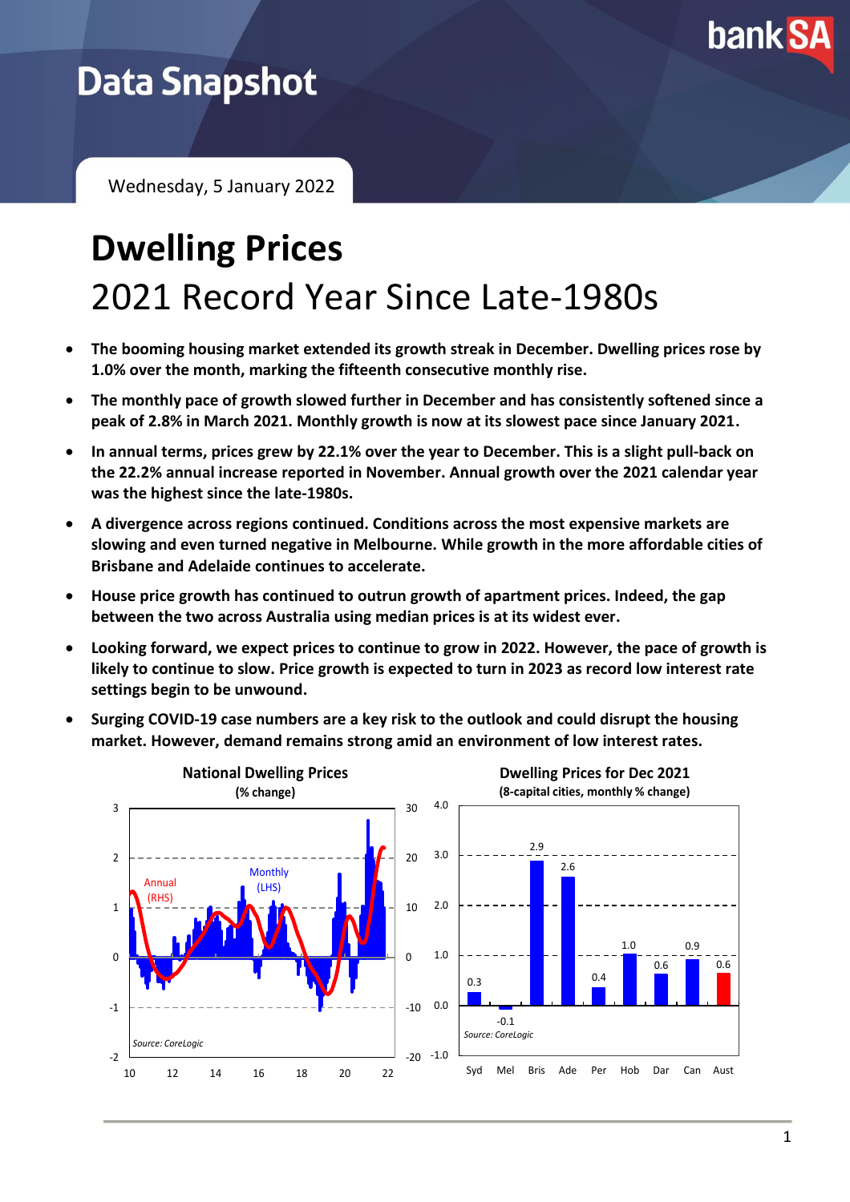Data Snapshot

Wednesday, 5 January 2022

# Dwelling Prices

## 2021 Record Year Since Late-1980s

- **The booming housing market extended its growth streak in December. Dwelling prices rose by 1.0% over the month, marking the fifteenth consecutive monthly rise.**
- **The monthly pace of growth slowed further in December and has consistently softened since a peak of 2.8% in March 2021. Monthly growth is now at its slowest pace since January 2021.**
- **In annual terms, prices grew by 22.1% over the year to December. This is a slight pull-back on the 22.2% annual increase reported in November. Annual growth over the 2021 calendar year was the highest since the late-1980s.**
- **A divergence across regions continued. Conditions across the most expensive markets are slowing and even turned negative in Melbourne. While growth in the more affordable cities of Brisbane and Adelaide continues to accelerate.**
- **House price growth has continued to outrun growth of apartment prices. Indeed, the gap between the two across Australia using median prices is at its widest ever.**
- **Looking forward, we expect prices to continue to grow in 2022. However, the pace of growth is likely to continue to slow. Price growth is expected to turn in 2023 as record low interest rate settings begin to be unwound.**
- **Surging COVID-19 case numbers are a key risk to the outlook and could disrupt the housing market. However, demand remains strong amid an environment of low interest rates.**

**National Dwelling Prices**
**(% change)**

Annual (RHS); Monthly (LHS)

*Source: CoreLogic*

**Dwelling Prices for Dec 2021**
**(8-capital cities, monthly % change)**

| Syd | Mel | Bris | Ade | Per | Hob | Dar | Can | Aust |
|---|---|---|---|---|---|---|---|---|
| 0.3 | -0.1 | 2.9 | 2.6 | 0.4 | 1.0 | 0.6 | 0.9 | 0.6 |

*Source: CoreLogic*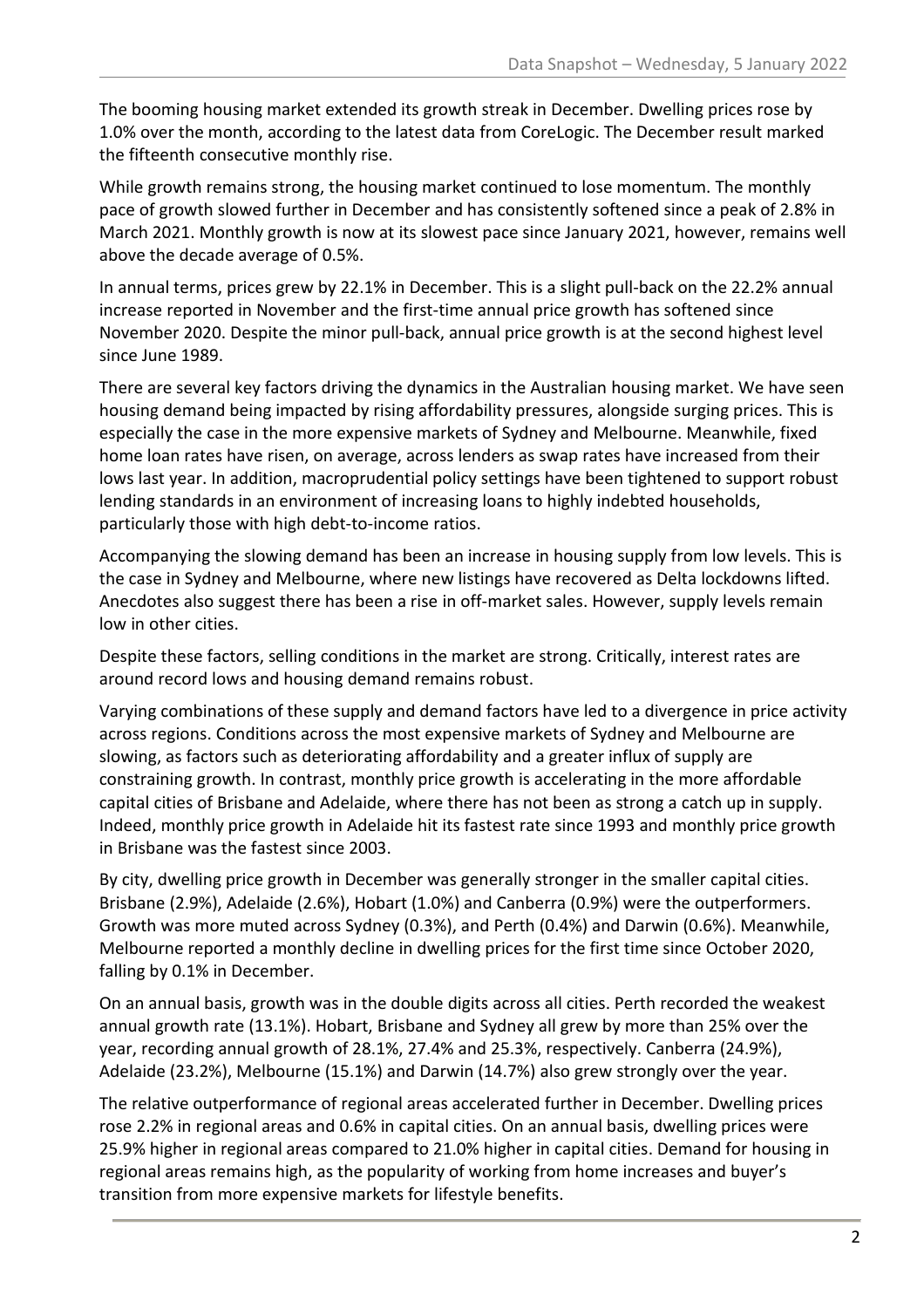The booming housing market extended its growth streak in December. Dwelling prices rose by 1.0% over the month, according to the latest data from CoreLogic. The December result marked the fifteenth consecutive monthly rise.

While growth remains strong, the housing market continued to lose momentum. The monthly pace of growth slowed further in December and has consistently softened since a peak of 2.8% in March 2021. Monthly growth is now at its slowest pace since January 2021, however, remains well above the decade average of 0.5%.

In annual terms, prices grew by 22.1% in December. This is a slight pull-back on the 22.2% annual increase reported in November and the first-time annual price growth has softened since November 2020. Despite the minor pull-back, annual price growth is at the second highest level since June 1989.

There are several key factors driving the dynamics in the Australian housing market. We have seen housing demand being impacted by rising affordability pressures, alongside surging prices. This is especially the case in the more expensive markets of Sydney and Melbourne. Meanwhile, fixed home loan rates have risen, on average, across lenders as swap rates have increased from their lows last year. In addition, macroprudential policy settings have been tightened to support robust lending standards in an environment of increasing loans to highly indebted households, particularly those with high debt-to-income ratios.

Accompanying the slowing demand has been an increase in housing supply from low levels. This is the case in Sydney and Melbourne, where new listings have recovered as Delta lockdowns lifted. Anecdotes also suggest there has been a rise in off-market sales. However, supply levels remain low in other cities.

Despite these factors, selling conditions in the market are strong. Critically, interest rates are around record lows and housing demand remains robust.

Varying combinations of these supply and demand factors have led to a divergence in price activity across regions. Conditions across the most expensive markets of Sydney and Melbourne are slowing, as factors such as deteriorating affordability and a greater influx of supply are constraining growth. In contrast, monthly price growth is accelerating in the more affordable capital cities of Brisbane and Adelaide, where there has not been as strong a catch up in supply. Indeed, monthly price growth in Adelaide hit its fastest rate since 1993 and monthly price growth in Brisbane was the fastest since 2003.

By city, dwelling price growth in December was generally stronger in the smaller capital cities. Brisbane (2.9%), Adelaide (2.6%), Hobart (1.0%) and Canberra (0.9%) were the outperformers. Growth was more muted across Sydney (0.3%), and Perth (0.4%) and Darwin (0.6%). Meanwhile, Melbourne reported a monthly decline in dwelling prices for the first time since October 2020, falling by 0.1% in December.

On an annual basis, growth was in the double digits across all cities. Perth recorded the weakest annual growth rate (13.1%). Hobart, Brisbane and Sydney all grew by more than 25% over the year, recording annual growth of 28.1%, 27.4% and 25.3%, respectively. Canberra (24.9%), Adelaide (23.2%), Melbourne (15.1%) and Darwin (14.7%) also grew strongly over the year.

The relative outperformance of regional areas accelerated further in December. Dwelling prices rose 2.2% in regional areas and 0.6% in capital cities. On an annual basis, dwelling prices were 25.9% higher in regional areas compared to 21.0% higher in capital cities. Demand for housing in regional areas remains high, as the popularity of working from home increases and buyer's transition from more expensive markets for lifestyle benefits.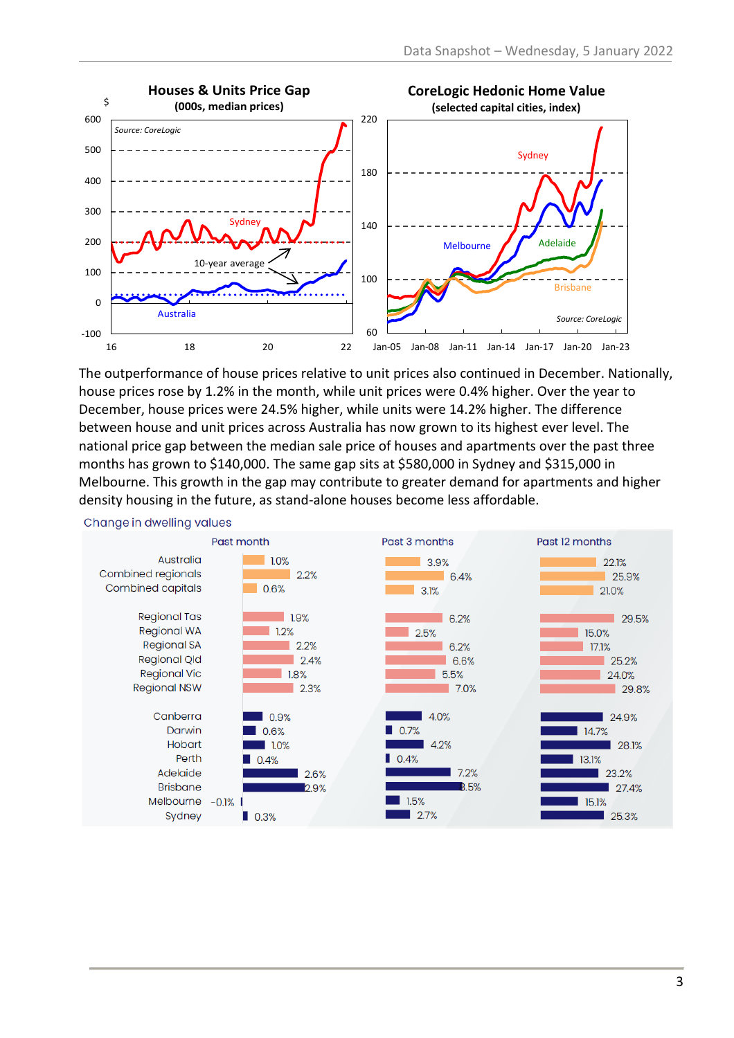**Houses & Units Price Gap**
**(000s, median prices)**

**CoreLogic Hedonic Home Value**
**(selected capital cities, index)**

The outperformance of house prices relative to unit prices also continued in December. Nationally, house prices rose by 1.2% in the month, while unit prices were 0.4% higher. Over the year to December, house prices were 24.5% higher, while units were 14.2% higher. The difference between house and unit prices across Australia has now grown to its highest ever level. The national price gap between the median sale price of houses and apartments over the past three months has grown to $140,000. The same gap sits at $580,000 in Sydney and $315,000 in Melbourne. This growth in the gap may contribute to greater demand for apartments and higher density housing in the future, as stand-alone houses become less affordable.

Change in dwelling values

| | Past month | Past 3 months | Past 12 months |
|---|---|---|---|
| Australia | 1.0% | 3.9% | 22.1% |
| Combined regionals | 2.2% | 6.4% | 25.9% |
| Combined capitals | 0.6% | 3.1% | 21.0% |
| Regional Tas | 1.9% | 6.2% | 29.5% |
| Regional WA | 1.2% | 2.5% | 15.0% |
| Regional SA | 2.2% | 6.2% | 17.1% |
| Regional Qld | 2.4% | 6.6% | 25.2% |
| Regional Vic | 1.8% | 5.5% | 24.0% |
| Regional NSW | 2.3% | 7.0% | 29.8% |
| Canberra | 0.9% | 4.0% | 24.9% |
| Darwin | 0.6% | 0.7% | 14.7% |
| Hobart | 1.0% | 4.2% | 28.1% |
| Perth | 0.4% | 0.4% | 13.1% |
| Adelaide | 2.6% | 7.2% | 23.2% |
| Brisbane | 2.9% | 8.5% | 27.4% |
| Melbourne | -0.1% | 1.5% | 15.1% |
| Sydney | 0.3% | 2.7% | 25.3% |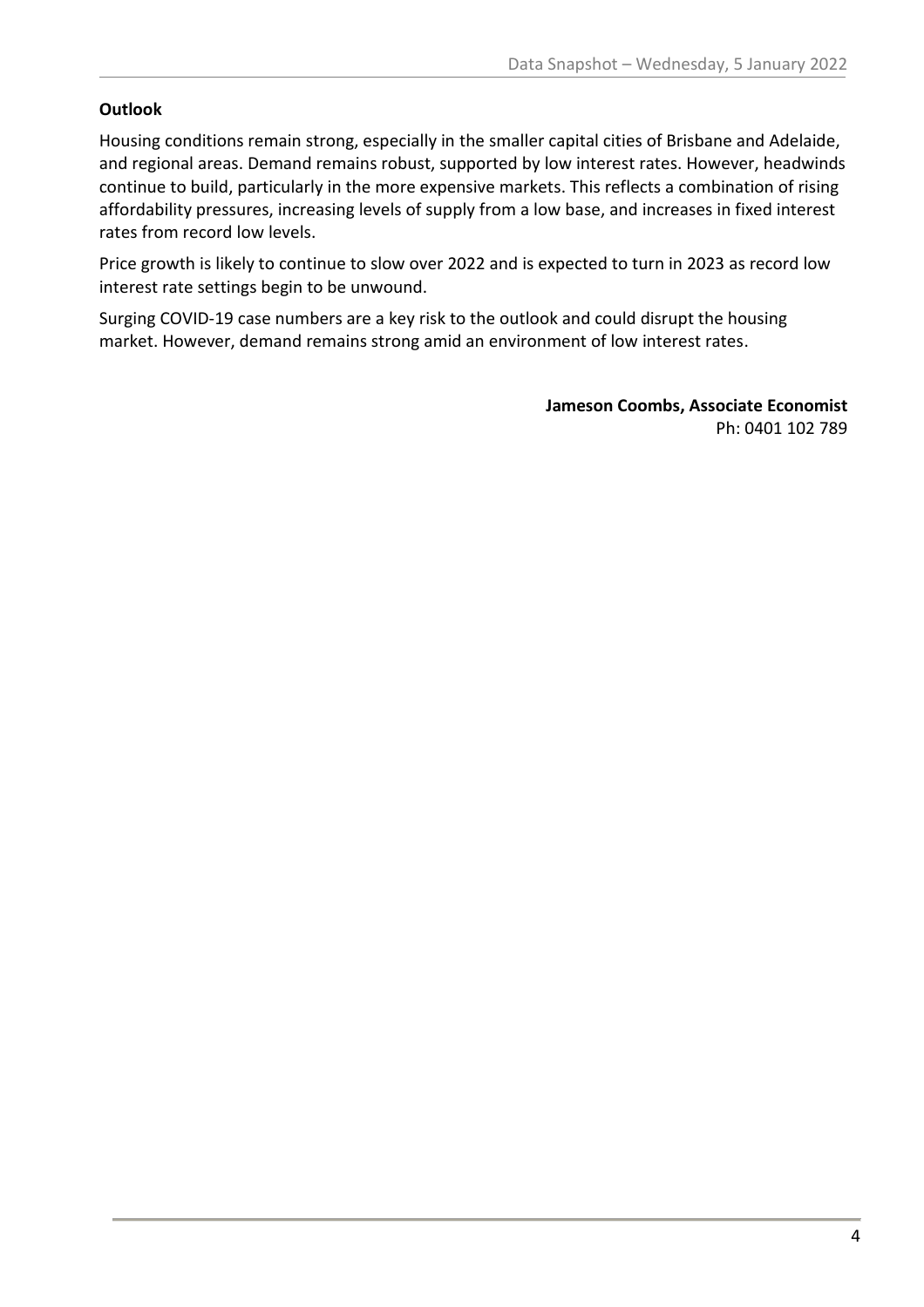**Outlook**

Housing conditions remain strong, especially in the smaller capital cities of Brisbane and Adelaide, and regional areas. Demand remains robust, supported by low interest rates. However, headwinds continue to build, particularly in the more expensive markets. This reflects a combination of rising affordability pressures, increasing levels of supply from a low base, and increases in fixed interest rates from record low levels.

Price growth is likely to continue to slow over 2022 and is expected to turn in 2023 as record low interest rate settings begin to be unwound.

Surging COVID-19 case numbers are a key risk to the outlook and could disrupt the housing market. However, demand remains strong amid an environment of low interest rates.

**Jameson Coombs, Associate Economist**
Ph: 0401 102 789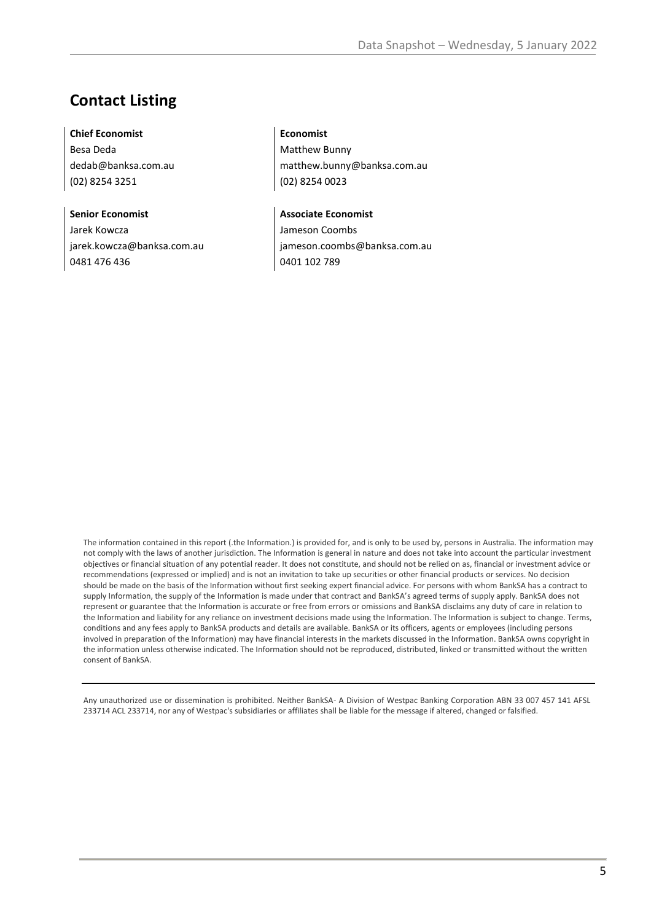## Contact Listing

**Chief Economist**
Besa Deda
dedab@banksa.com.au
(02) 8254 3251

**Senior Economist**
Jarek Kowcza
jarek.kowcza@banksa.com.au
0481 476 436

**Economist**
Matthew Bunny
matthew.bunny@banksa.com.au
(02) 8254 0023

**Associate Economist**
Jameson Coombs
jameson.coombs@banksa.com.au
0401 102 789

The information contained in this report (.the Information.) is provided for, and is only to be used by, persons in Australia. The information may not comply with the laws of another jurisdiction. The Information is general in nature and does not take into account the particular investment objectives or financial situation of any potential reader. It does not constitute, and should not be relied on as, financial or investment advice or recommendations (expressed or implied) and is not an invitation to take up securities or other financial products or services. No decision should be made on the basis of the Information without first seeking expert financial advice. For persons with whom BankSA has a contract to supply Information, the supply of the Information is made under that contract and BankSA's agreed terms of supply apply. BankSA does not represent or guarantee that the Information is accurate or free from errors or omissions and BankSA disclaims any duty of care in relation to the Information and liability for any reliance on investment decisions made using the Information. The Information is subject to change. Terms, conditions and any fees apply to BankSA products and details are available. BankSA or its officers, agents or employees (including persons involved in preparation of the Information) may have financial interests in the markets discussed in the Information. BankSA owns copyright in the information unless otherwise indicated. The Information should not be reproduced, distributed, linked or transmitted without the written consent of BankSA.

---

Any unauthorized use or dissemination is prohibited. Neither BankSA- A Division of Westpac Banking Corporation ABN 33 007 457 141 AFSL 233714 ACL 233714, nor any of Westpac's subsidiaries or affiliates shall be liable for the message if altered, changed or falsified.